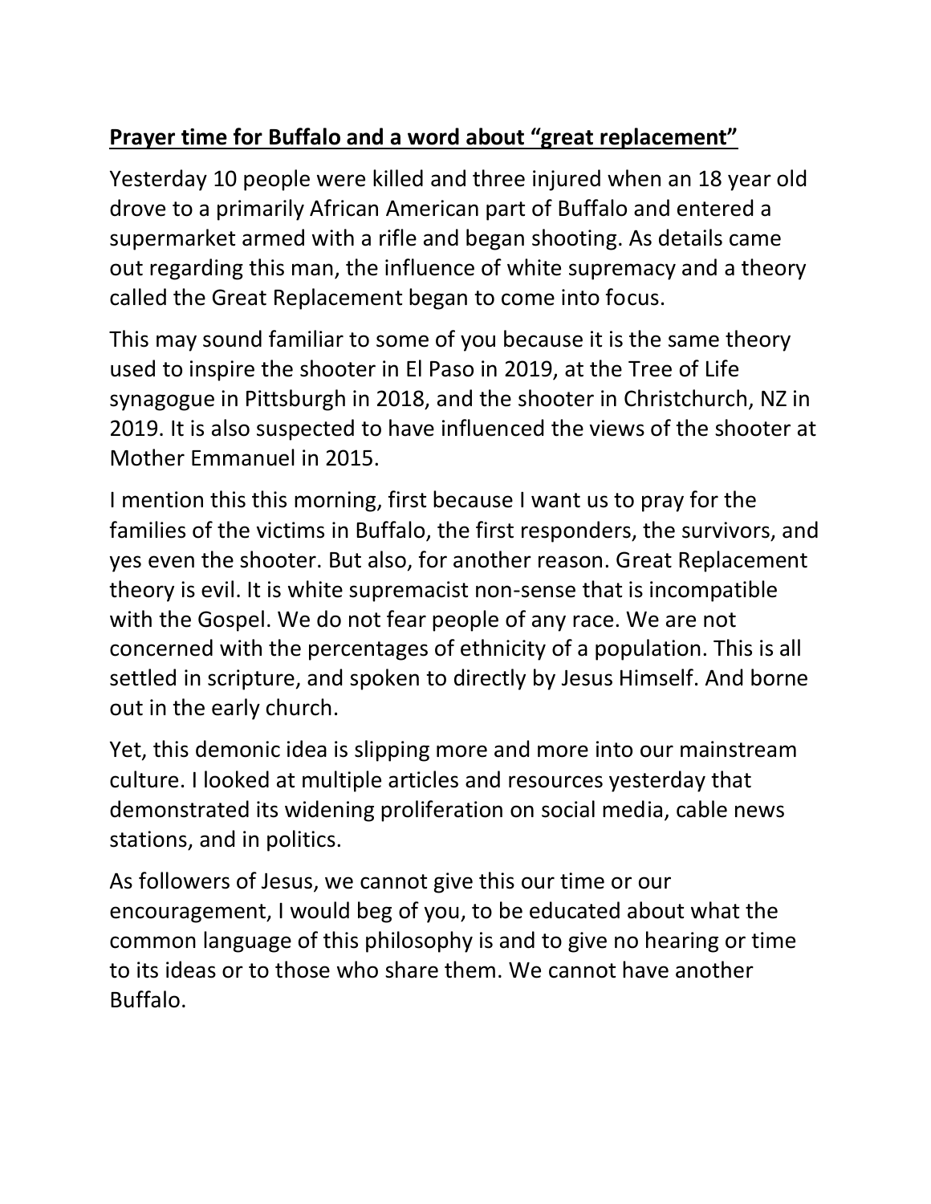**Prayer time for Buffalo and a word about "great replacement"**

Yesterday 10 people were killed and three injured when an 18 year old drove to a primarily African American part of Buffalo and entered a supermarket armed with a rifle and began shooting. As details came out regarding this man, the influence of white supremacy and a theory called the Great Replacement began to come into focus.

This may sound familiar to some of you because it is the same theory used to inspire the shooter in El Paso in 2019, at the Tree of Life synagogue in Pittsburgh in 2018, and the shooter in Christchurch, NZ in 2019. It is also suspected to have influenced the views of the shooter at Mother Emmanuel in 2015.

I mention this this morning, first because I want us to pray for the families of the victims in Buffalo, the first responders, the survivors, and yes even the shooter. But also, for another reason. Great Replacement theory is evil. It is white supremacist non-sense that is incompatible with the Gospel. We do not fear people of any race. We are not concerned with the percentages of ethnicity of a population. This is all settled in scripture, and spoken to directly by Jesus Himself. And borne out in the early church.

Yet, this demonic idea is slipping more and more into our mainstream culture. I looked at multiple articles and resources yesterday that demonstrated its widening proliferation on social media, cable news stations, and in politics.

As followers of Jesus, we cannot give this our time or our encouragement, I would beg of you, to be educated about what the common language of this philosophy is and to give no hearing or time to its ideas or to those who share them. We cannot have another Buffalo.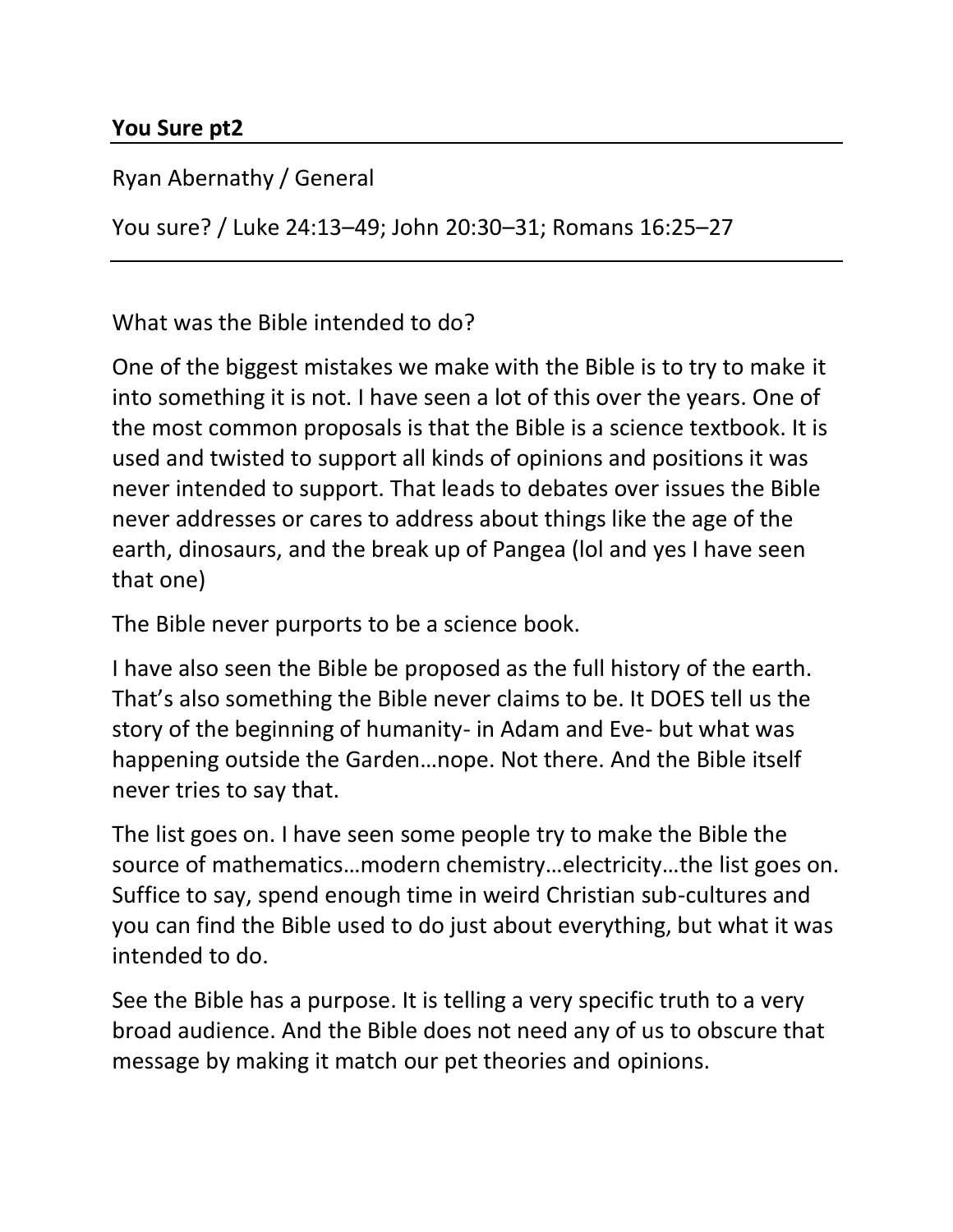**You Sure pt2**

Ryan Abernathy / General

You sure? / Luke 24:13–49; John 20:30–31; Romans 16:25–27

---

What was the Bible intended to do?

One of the biggest mistakes we make with the Bible is to try to make it into something it is not. I have seen a lot of this over the years. One of the most common proposals is that the Bible is a science textbook. It is used and twisted to support all kinds of opinions and positions it was never intended to support. That leads to debates over issues the Bible never addresses or cares to address about things like the age of the earth, dinosaurs, and the break up of Pangea (lol and yes I have seen that one)

The Bible never purports to be a science book.

I have also seen the Bible be proposed as the full history of the earth. That's also something the Bible never claims to be. It DOES tell us the story of the beginning of humanity- in Adam and Eve- but what was happening outside the Garden…nope. Not there. And the Bible itself never tries to say that.

The list goes on. I have seen some people try to make the Bible the source of mathematics…modern chemistry…electricity…the list goes on. Suffice to say, spend enough time in weird Christian sub-cultures and you can find the Bible used to do just about everything, but what it was intended to do.

See the Bible has a purpose. It is telling a very specific truth to a very broad audience. And the Bible does not need any of us to obscure that message by making it match our pet theories and opinions.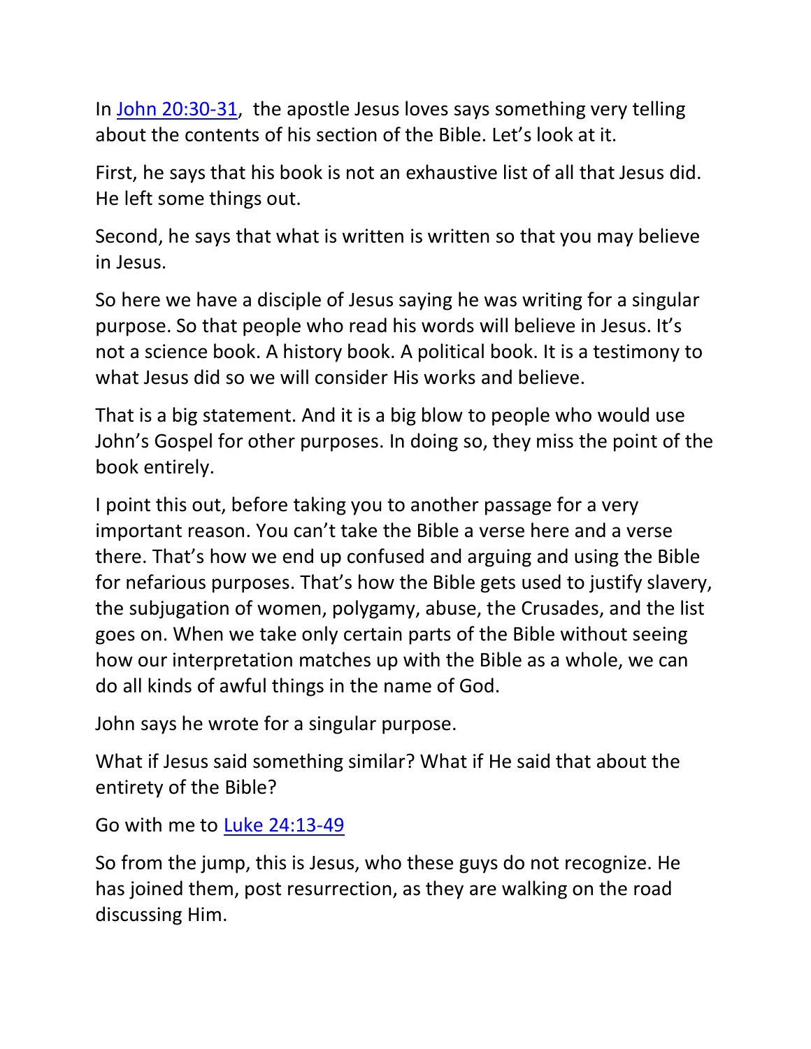In John 20:30-31, the apostle Jesus loves says something very telling about the contents of his section of the Bible. Let's look at it.

First, he says that his book is not an exhaustive list of all that Jesus did. He left some things out.

Second, he says that what is written is written so that you may believe in Jesus.

So here we have a disciple of Jesus saying he was writing for a singular purpose. So that people who read his words will believe in Jesus. It's not a science book. A history book. A political book. It is a testimony to what Jesus did so we will consider His works and believe.

That is a big statement. And it is a big blow to people who would use John's Gospel for other purposes. In doing so, they miss the point of the book entirely.

I point this out, before taking you to another passage for a very important reason. You can't take the Bible a verse here and a verse there. That's how we end up confused and arguing and using the Bible for nefarious purposes. That's how the Bible gets used to justify slavery, the subjugation of women, polygamy, abuse, the Crusades, and the list goes on. When we take only certain parts of the Bible without seeing how our interpretation matches up with the Bible as a whole, we can do all kinds of awful things in the name of God.

John says he wrote for a singular purpose.

What if Jesus said something similar? What if He said that about the entirety of the Bible?

Go with me to Luke 24:13-49

So from the jump, this is Jesus, who these guys do not recognize. He has joined them, post resurrection, as they are walking on the road discussing Him.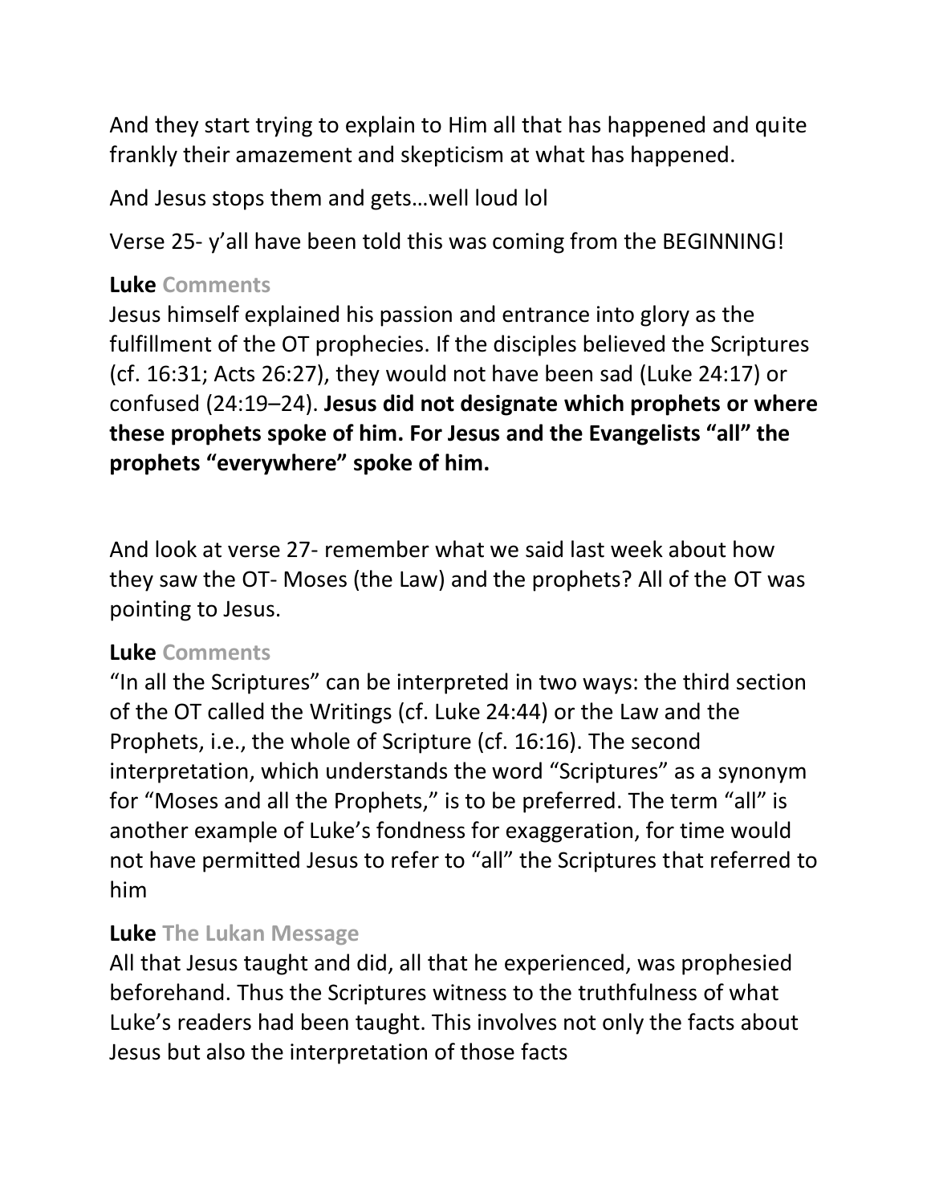And they start trying to explain to Him all that has happened and quite frankly their amazement and skepticism at what has happened.

And Jesus stops them and gets…well loud lol

Verse 25- y'all have been told this was coming from the BEGINNING!

**Luke** Comments

Jesus himself explained his passion and entrance into glory as the fulfillment of the OT prophecies. If the disciples believed the Scriptures (cf. 16:31; Acts 26:27), they would not have been sad (Luke 24:17) or confused (24:19–24). **Jesus did not designate which prophets or where these prophets spoke of him. For Jesus and the Evangelists "all" the prophets "everywhere" spoke of him.**

And look at verse 27- remember what we said last week about how they saw the OT- Moses (the Law) and the prophets? All of the OT was pointing to Jesus.

**Luke** Comments

"In all the Scriptures" can be interpreted in two ways: the third section of the OT called the Writings (cf. Luke 24:44) or the Law and the Prophets, i.e., the whole of Scripture (cf. 16:16). The second interpretation, which understands the word "Scriptures" as a synonym for "Moses and all the Prophets," is to be preferred. The term "all" is another example of Luke's fondness for exaggeration, for time would not have permitted Jesus to refer to "all" the Scriptures that referred to him

**Luke** The Lukan Message

All that Jesus taught and did, all that he experienced, was prophesied beforehand. Thus the Scriptures witness to the truthfulness of what Luke's readers had been taught. This involves not only the facts about Jesus but also the interpretation of those facts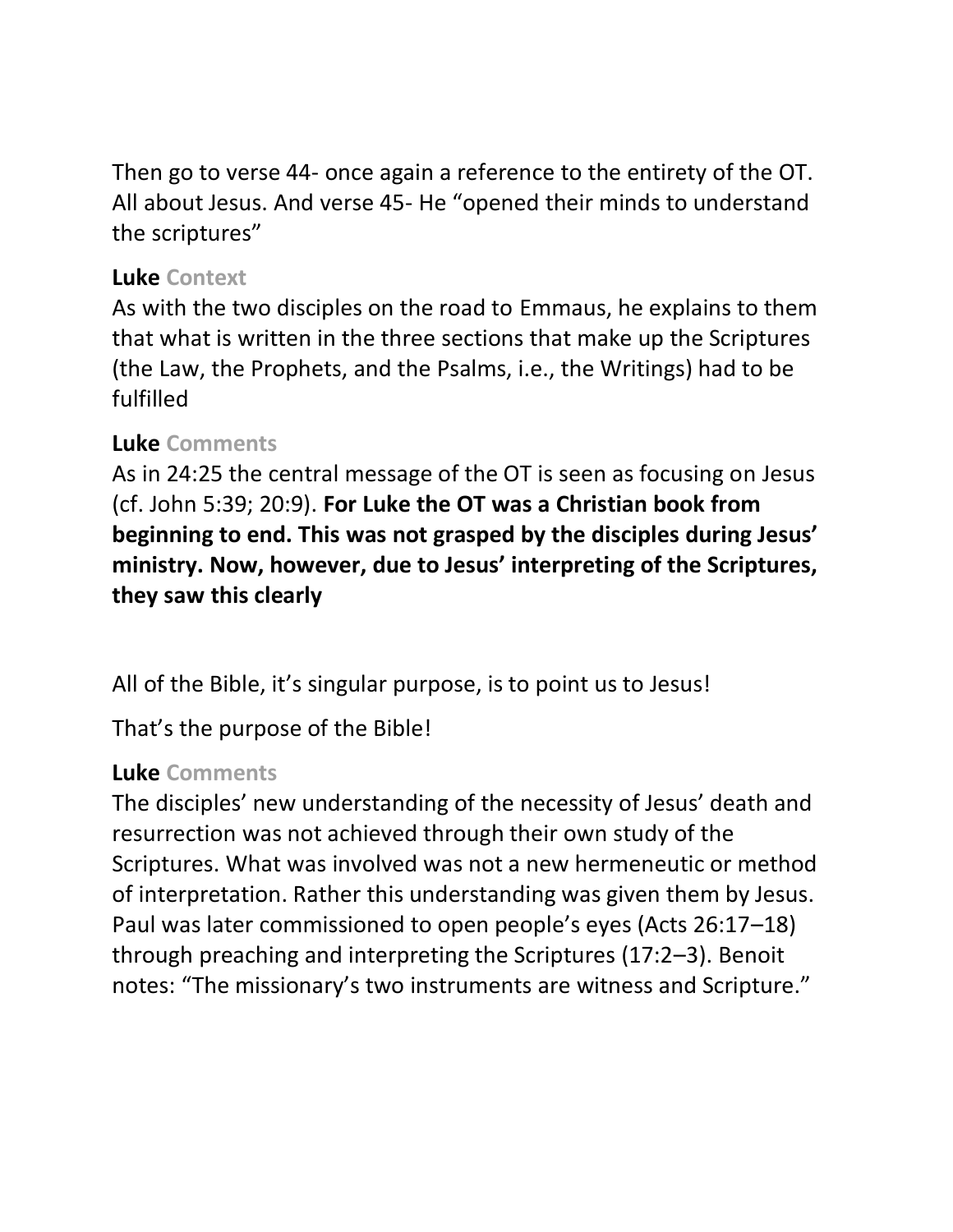Then go to verse 44- once again a reference to the entirety of the OT. All about Jesus. And verse 45- He “opened their minds to understand the scriptures”

**Luke** Context

As with the two disciples on the road to Emmaus, he explains to them that what is written in the three sections that make up the Scriptures (the Law, the Prophets, and the Psalms, i.e., the Writings) had to be fulfilled

**Luke** Comments

As in 24:25 the central message of the OT is seen as focusing on Jesus (cf. John 5:39; 20:9). **For Luke the OT was a Christian book from beginning to end. This was not grasped by the disciples during Jesus’ ministry. Now, however, due to Jesus’ interpreting of the Scriptures, they saw this clearly**

All of the Bible, it’s singular purpose, is to point us to Jesus!

That’s the purpose of the Bible!

**Luke** Comments

The disciples’ new understanding of the necessity of Jesus’ death and resurrection was not achieved through their own study of the Scriptures. What was involved was not a new hermeneutic or method of interpretation. Rather this understanding was given them by Jesus. Paul was later commissioned to open people’s eyes (Acts 26:17–18) through preaching and interpreting the Scriptures (17:2–3). Benoit notes: “The missionary’s two instruments are witness and Scripture.”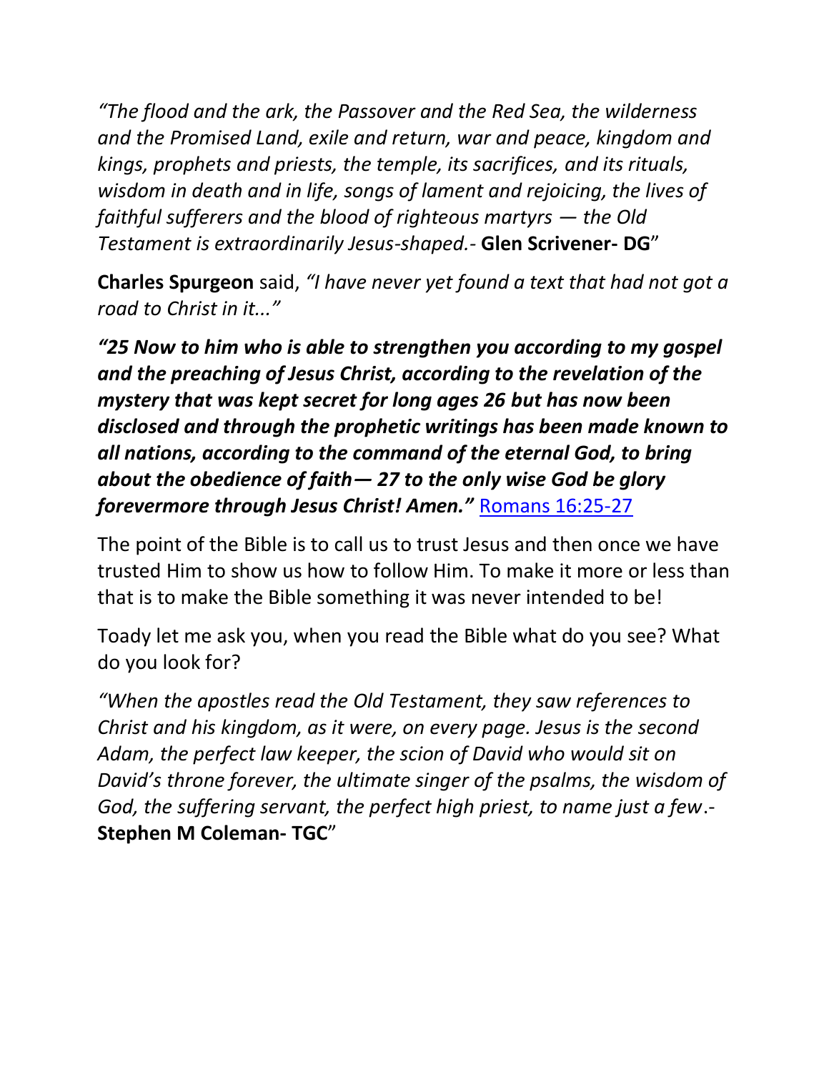*"The flood and the ark, the Passover and the Red Sea, the wilderness and the Promised Land, exile and return, war and peace, kingdom and kings, prophets and priests, the temple, its sacrifices, and its rituals, wisdom in death and in life, songs of lament and rejoicing, the lives of faithful sufferers and the blood of righteous martyrs — the Old Testament is extraordinarily Jesus-shaped.-* **Glen Scrivener- DG**"

**Charles Spurgeon** said, *"I have never yet found a text that had not got a road to Christ in it..."*

***"25 Now to him who is able to strengthen you according to my gospel and the preaching of Jesus Christ, according to the revelation of the mystery that was kept secret for long ages 26 but has now been disclosed and through the prophetic writings has been made known to all nations, according to the command of the eternal God, to bring about the obedience of faith— 27 to the only wise God be glory forevermore through Jesus Christ! Amen."*** Romans 16:25-27

The point of the Bible is to call us to trust Jesus and then once we have trusted Him to show us how to follow Him. To make it more or less than that is to make the Bible something it was never intended to be!

Toady let me ask you, when you read the Bible what do you see? What do you look for?

*"When the apostles read the Old Testament, they saw references to Christ and his kingdom, as it were, on every page. Jesus is the second Adam, the perfect law keeper, the scion of David who would sit on David's throne forever, the ultimate singer of the psalms, the wisdom of God, the suffering servant, the perfect high priest, to name just a few.-* **Stephen M Coleman- TGC**"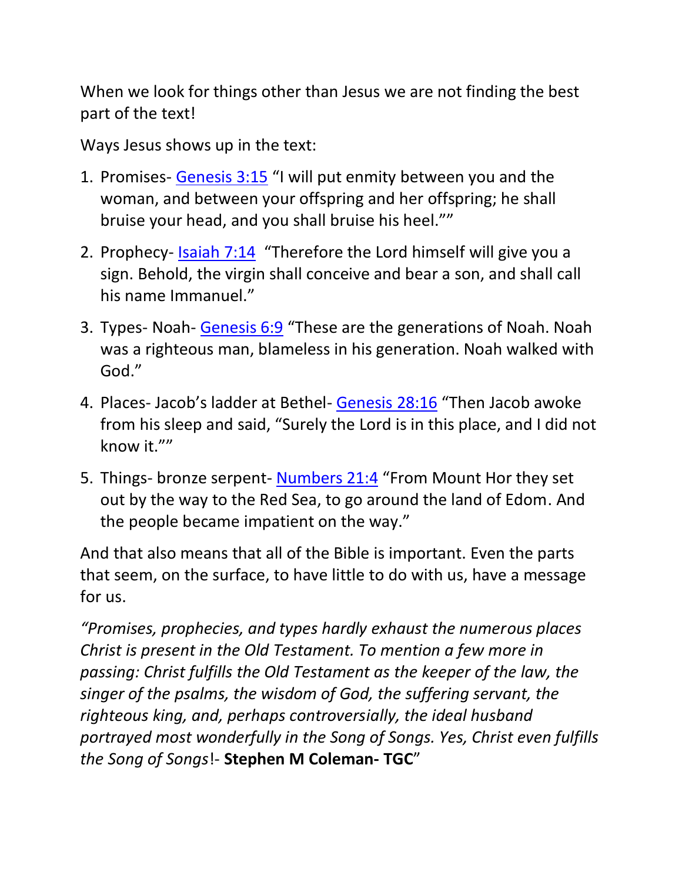When we look for things other than Jesus we are not finding the best part of the text!

Ways Jesus shows up in the text:

1. Promises- [Genesis 3:15] "I will put enmity between you and the woman, and between your offspring and her offspring; he shall bruise your head, and you shall bruise his heel.""
2. Prophecy- [Isaiah 7:14] "Therefore the Lord himself will give you a sign. Behold, the virgin shall conceive and bear a son, and shall call his name Immanuel."
3. Types- Noah- [Genesis 6:9] "These are the generations of Noah. Noah was a righteous man, blameless in his generation. Noah walked with God."
4. Places- Jacob's ladder at Bethel- [Genesis 28:16] "Then Jacob awoke from his sleep and said, "Surely the Lord is in this place, and I did not know it.""
5. Things- bronze serpent- [Numbers 21:4] "From Mount Hor they set out by the way to the Red Sea, to go around the land of Edom. And the people became impatient on the way."

And that also means that all of the Bible is important. Even the parts that seem, on the surface, to have little to do with us, have a message for us.

*"Promises, prophecies, and types hardly exhaust the numerous places Christ is present in the Old Testament. To mention a few more in passing: Christ fulfills the Old Testament as the keeper of the law, the singer of the psalms, the wisdom of God, the suffering servant, the righteous king, and, perhaps controversially, the ideal husband portrayed most wonderfully in the Song of Songs. Yes, Christ even fulfills the Song of Songs*!- **Stephen M Coleman- TGC**"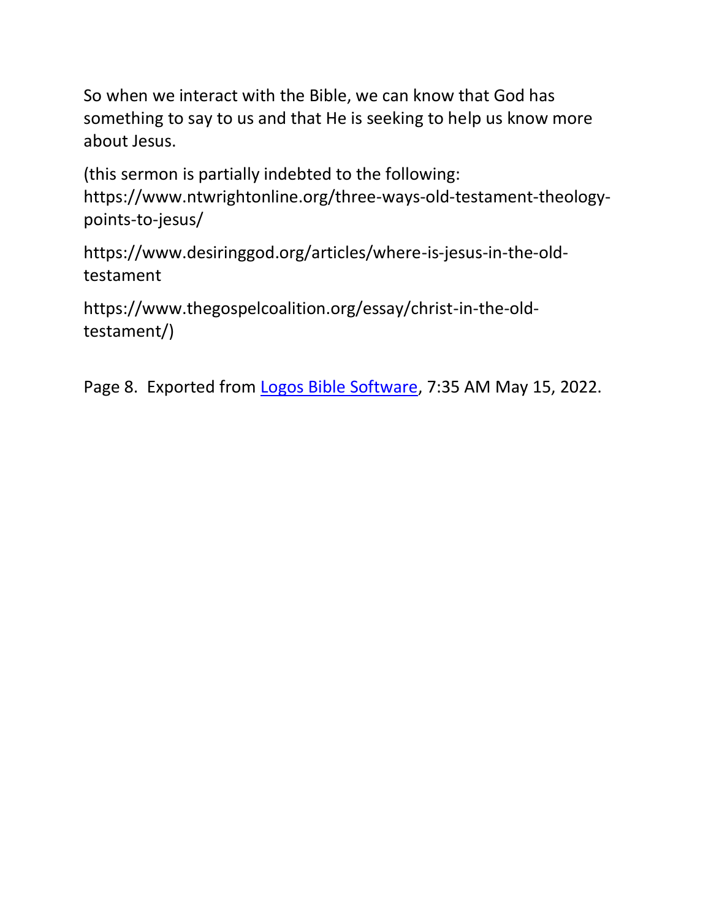So when we interact with the Bible, we can know that God has something to say to us and that He is seeking to help us know more about Jesus.

(this sermon is partially indebted to the following: https://www.ntwrightonline.org/three-ways-old-testament-theology-points-to-jesus/

https://www.desiringgod.org/articles/where-is-jesus-in-the-old-testament

https://www.thegospelcoalition.org/essay/christ-in-the-old-testament/)

Page 8. Exported from [Logos Bible Software](https://www.logos.com), 7:35 AM May 15, 2022.